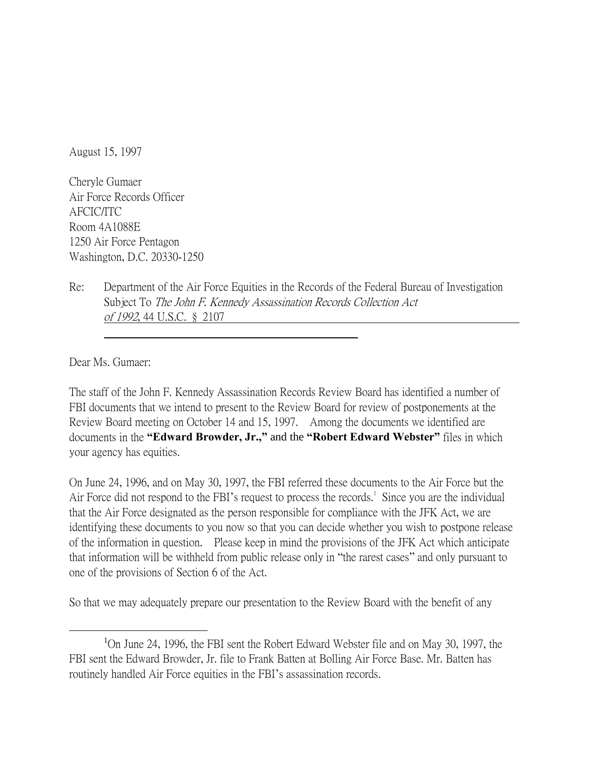August 15, 1997

Cheryle Gumaer
Air Force Records Officer
AFCIC/ITC
Room 4A1088E
1250 Air Force Pentagon
Washington, D.C. 20330-1250

Re: Department of the Air Force Equities in the Records of the Federal Bureau of Investigation Subject To *The John F. Kennedy Assassination Records Collection Act of 1992*, 44 U.S.C. § 2107

Dear Ms. Gumaer:

The staff of the John F. Kennedy Assassination Records Review Board has identified a number of FBI documents that we intend to present to the Review Board for review of postponements at the Review Board meeting on October 14 and 15, 1997. Among the documents we identified are documents in the **"Edward Browder, Jr.,"** and the **"Robert Edward Webster"** files in which your agency has equities.

On June 24, 1996, and on May 30, 1997, the FBI referred these documents to the Air Force but the Air Force did not respond to the FBI's request to process the records.[1] Since you are the individual that the Air Force designated as the person responsible for compliance with the JFK Act, we are identifying these documents to you now so that you can decide whether you wish to postpone release of the information in question. Please keep in mind the provisions of the JFK Act which anticipate that information will be withheld from public release only in "the rarest cases" and only pursuant to one of the provisions of Section 6 of the Act.

So that we may adequately prepare our presentation to the Review Board with the benefit of any

---

[1] On June 24, 1996, the FBI sent the Robert Edward Webster file and on May 30, 1997, the FBI sent the Edward Browder, Jr. file to Frank Batten at Bolling Air Force Base. Mr. Batten has routinely handled Air Force equities in the FBI's assassination records.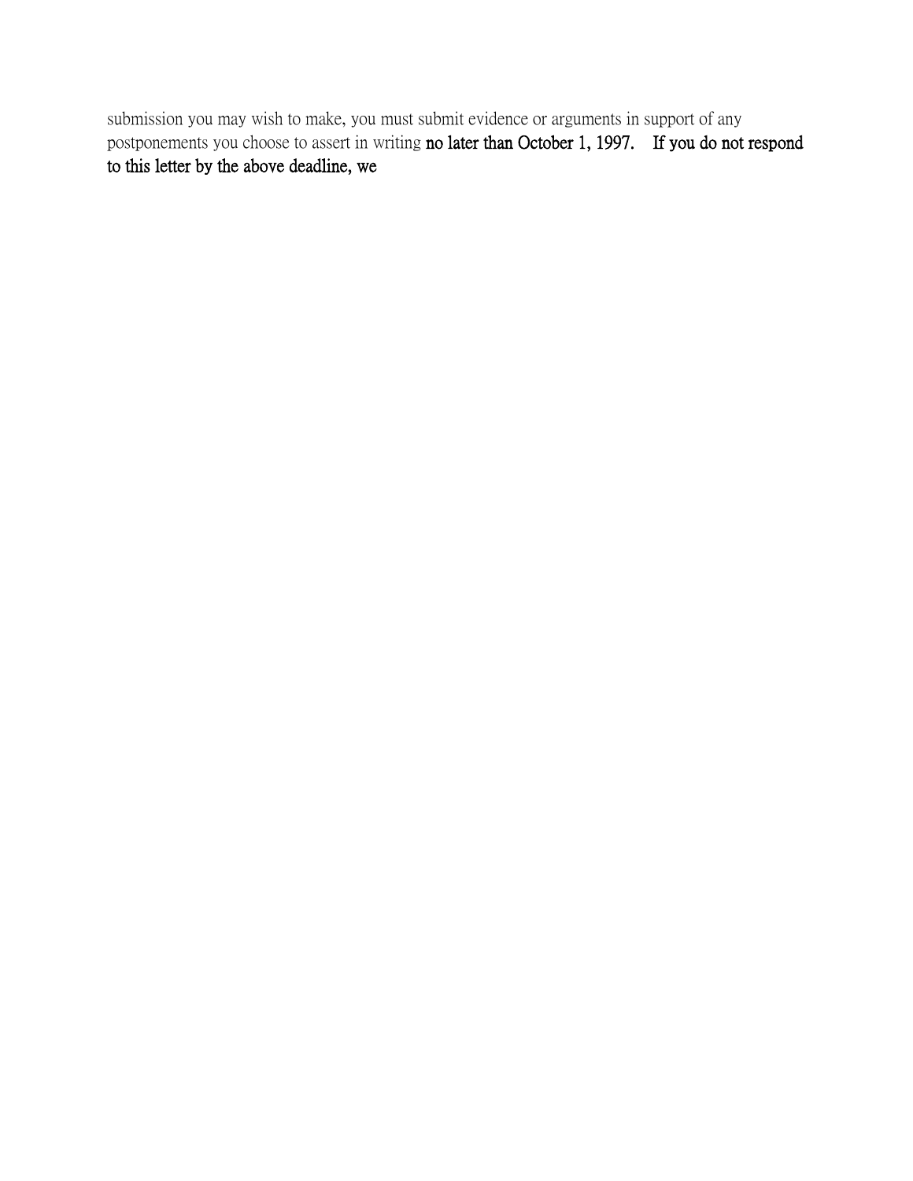submission you may wish to make, you must submit evidence or arguments in support of any postponements you choose to assert in writing **no later than October 1, 1997. If you do not respond to this letter by the above deadline, we**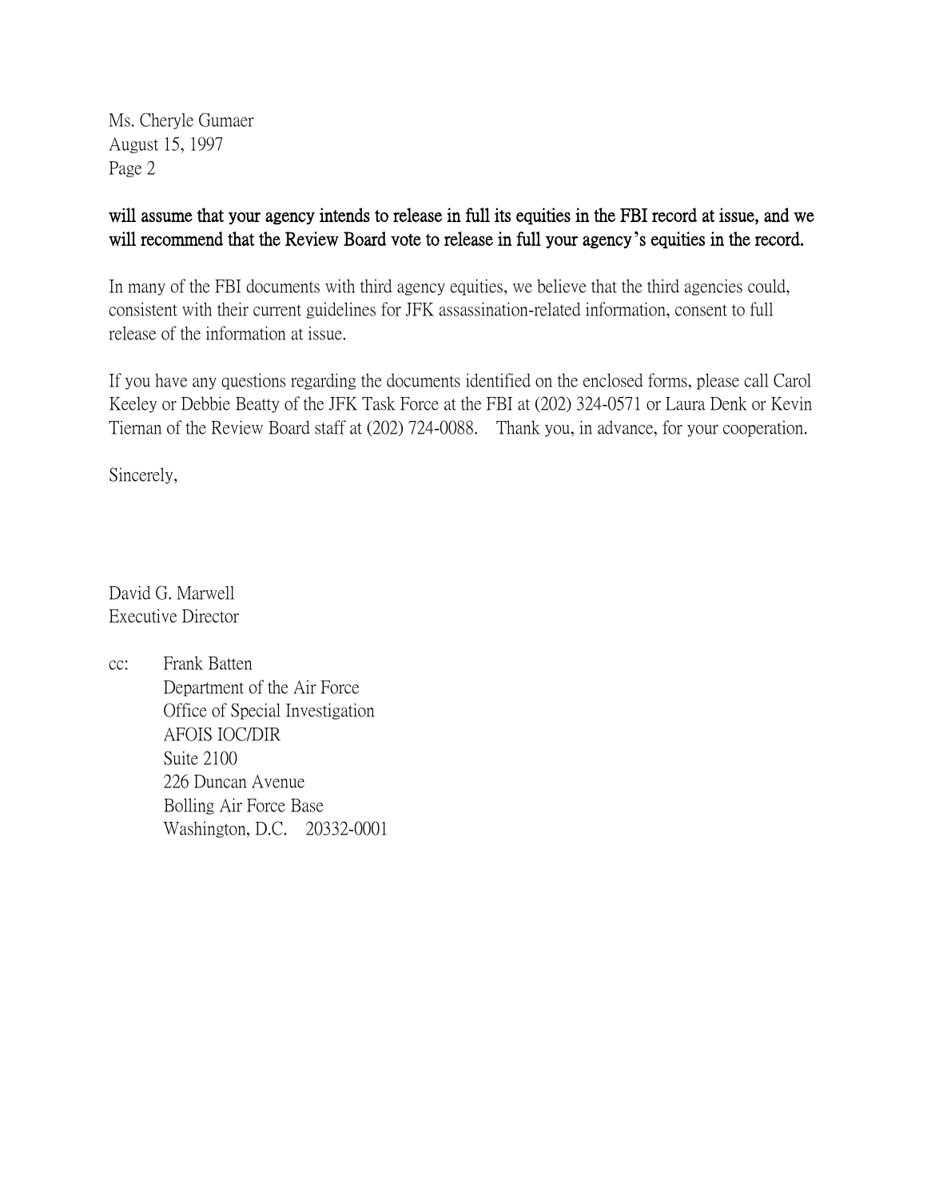Ms. Cheryle Gumaer
August 15, 1997
Page 2

**will assume that your agency intends to release in full its equities in the FBI record at issue, and we will recommend that the Review Board vote to release in full your agency's equities in the record.**

In many of the FBI documents with third agency equities, we believe that the third agencies could, consistent with their current guidelines for JFK assassination-related information, consent to full release of the information at issue.

If you have any questions regarding the documents identified on the enclosed forms, please call Carol Keeley or Debbie Beatty of the JFK Task Force at the FBI at (202) 324-0571 or Laura Denk or Kevin Tiernan of the Review Board staff at (202) 724-0088. Thank you, in advance, for your cooperation.

Sincerely,

David G. Marwell
Executive Director

cc: Frank Batten
Department of the Air Force
Office of Special Investigation
AFOIS IOC/DIR
Suite 2100
226 Duncan Avenue
Bolling Air Force Base
Washington, D.C. 20332-0001